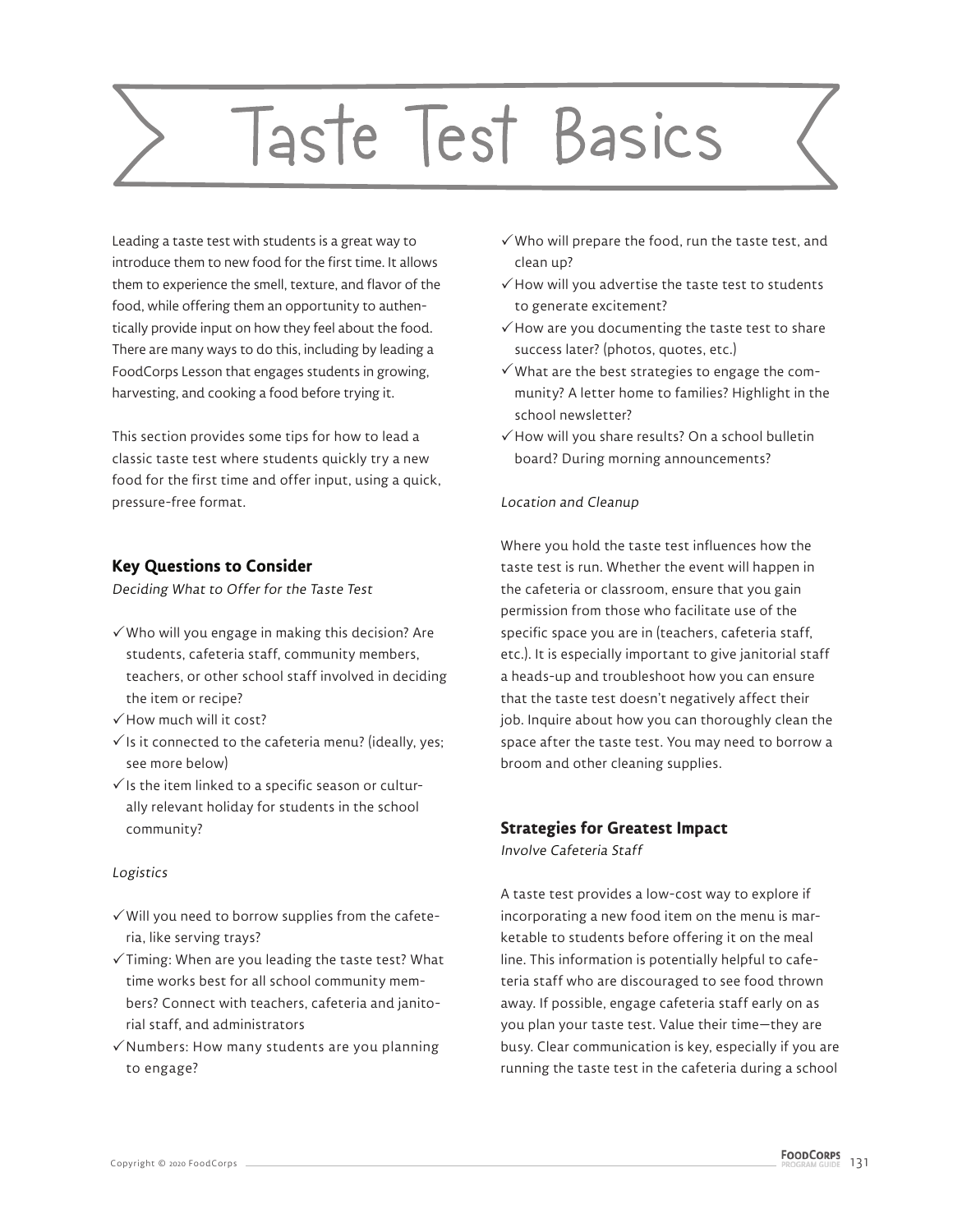# Taste Test Basics

Leading a taste test with students is a great way to introduce them to new food for the first time. It allows them to experience the smell, texture, and flavor of the food, while offering them an opportunity to authentically provide input on how they feel about the food. There are many ways to do this, including by leading a FoodCorps Lesson that engages students in growing, harvesting, and cooking a food before trying it.

This section provides some tips for how to lead a classic taste test where students quickly try a new food for the first time and offer input, using a quick, pressure-free format.

## Key Questions to Consider

*Deciding What to Offer for the Taste Test*

- ✓ Who will you engage in making this decision? Are students, cafeteria staff, community members, teachers, or other school staff involved in deciding the item or recipe?
- ✓ How much will it cost?
- ✓ Is it connected to the cafeteria menu? (ideally, yes; see more below)
- ✓ Is the item linked to a specific season or culturally relevant holiday for students in the school community?

*Logistics*

- ✓ Will you need to borrow supplies from the cafeteria, like serving trays?
- ✓ Timing: When are you leading the taste test? What time works best for all school community members? Connect with teachers, cafeteria and janitorial staff, and administrators
- ✓ Numbers: How many students are you planning to engage?
- ✓ Who will prepare the food, run the taste test, and clean up?
- ✓ How will you advertise the taste test to students to generate excitement?
- ✓ How are you documenting the taste test to share success later? (photos, quotes, etc.)
- ✓ What are the best strategies to engage the community? A letter home to families? Highlight in the school newsletter?
- ✓ How will you share results? On a school bulletin board? During morning announcements?

*Location and Cleanup*

Where you hold the taste test influences how the taste test is run. Whether the event will happen in the cafeteria or classroom, ensure that you gain permission from those who facilitate use of the specific space you are in (teachers, cafeteria staff, etc.). It is especially important to give janitorial staff a heads-up and troubleshoot how you can ensure that the taste test doesn't negatively affect their job. Inquire about how you can thoroughly clean the space after the taste test. You may need to borrow a broom and other cleaning supplies.

## Strategies for Greatest Impact

*Involve Cafeteria Staff*

A taste test provides a low-cost way to explore if incorporating a new food item on the menu is marketable to students before offering it on the meal line. This information is potentially helpful to cafeteria staff who are discouraged to see food thrown away. If possible, engage cafeteria staff early on as you plan your taste test. Value their time—they are busy. Clear communication is key, especially if you are running the taste test in the cafeteria during a school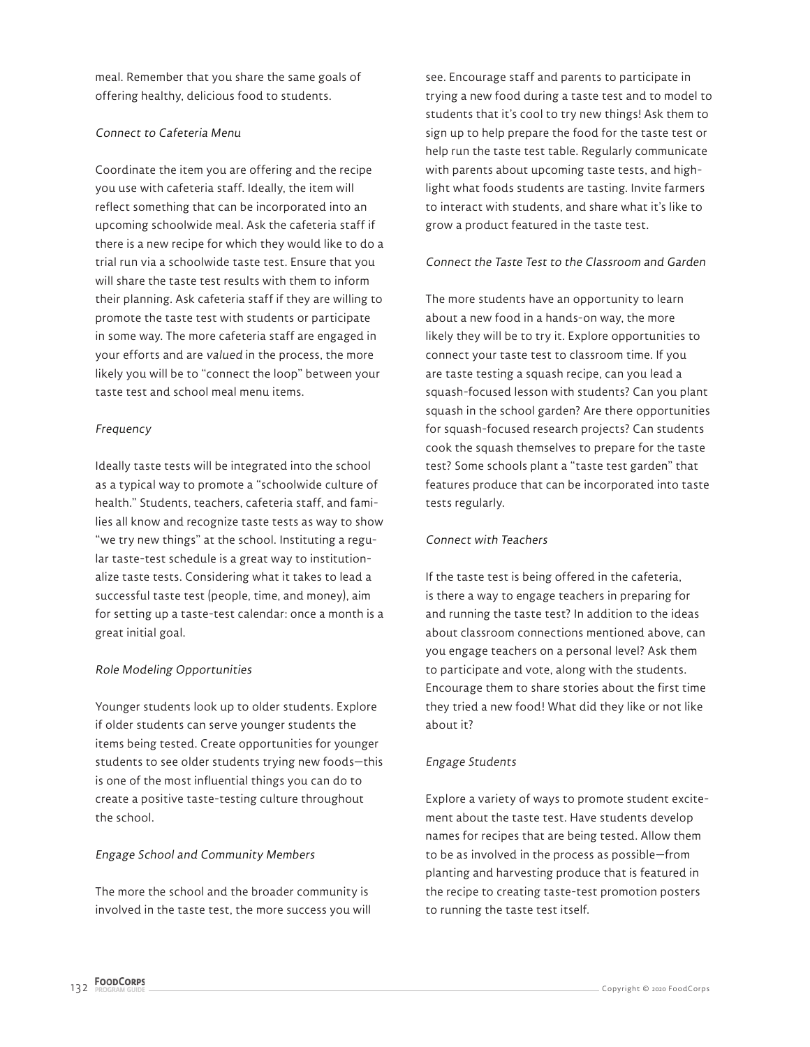meal. Remember that you share the same goals of offering healthy, delicious food to students.

*Connect to Cafeteria Menu*

Coordinate the item you are offering and the recipe you use with cafeteria staff. Ideally, the item will reflect something that can be incorporated into an upcoming schoolwide meal. Ask the cafeteria staff if there is a new recipe for which they would like to do a trial run via a schoolwide taste test. Ensure that you will share the taste test results with them to inform their planning. Ask cafeteria staff if they are willing to promote the taste test with students or participate in some way. The more cafeteria staff are engaged in your efforts and are *valued* in the process, the more likely you will be to "connect the loop" between your taste test and school meal menu items.

*Frequency*

Ideally taste tests will be integrated into the school as a typical way to promote a "schoolwide culture of health." Students, teachers, cafeteria staff, and families all know and recognize taste tests as way to show "we try new things" at the school. Instituting a regular taste-test schedule is a great way to institutionalize taste tests. Considering what it takes to lead a successful taste test (people, time, and money), aim for setting up a taste-test calendar: once a month is a great initial goal.

*Role Modeling Opportunities*

Younger students look up to older students. Explore if older students can serve younger students the items being tested. Create opportunities for younger students to see older students trying new foods—this is one of the most influential things you can do to create a positive taste-testing culture throughout the school.

*Engage School and Community Members*

The more the school and the broader community is involved in the taste test, the more success you will see. Encourage staff and parents to participate in trying a new food during a taste test and to model to students that it's cool to try new things! Ask them to sign up to help prepare the food for the taste test or help run the taste test table. Regularly communicate with parents about upcoming taste tests, and highlight what foods students are tasting. Invite farmers to interact with students, and share what it's like to grow a product featured in the taste test.

*Connect the Taste Test to the Classroom and Garden*

The more students have an opportunity to learn about a new food in a hands-on way, the more likely they will be to try it. Explore opportunities to connect your taste test to classroom time. If you are taste testing a squash recipe, can you lead a squash-focused lesson with students? Can you plant squash in the school garden? Are there opportunities for squash-focused research projects? Can students cook the squash themselves to prepare for the taste test? Some schools plant a "taste test garden" that features produce that can be incorporated into taste tests regularly.

*Connect with Teachers*

If the taste test is being offered in the cafeteria, is there a way to engage teachers in preparing for and running the taste test? In addition to the ideas about classroom connections mentioned above, can you engage teachers on a personal level? Ask them to participate and vote, along with the students. Encourage them to share stories about the first time they tried a new food! What did they like or not like about it?

*Engage Students*

Explore a variety of ways to promote student excitement about the taste test. Have students develop names for recipes that are being tested. Allow them to be as involved in the process as possible—from planting and harvesting produce that is featured in the recipe to creating taste-test promotion posters to running the taste test itself.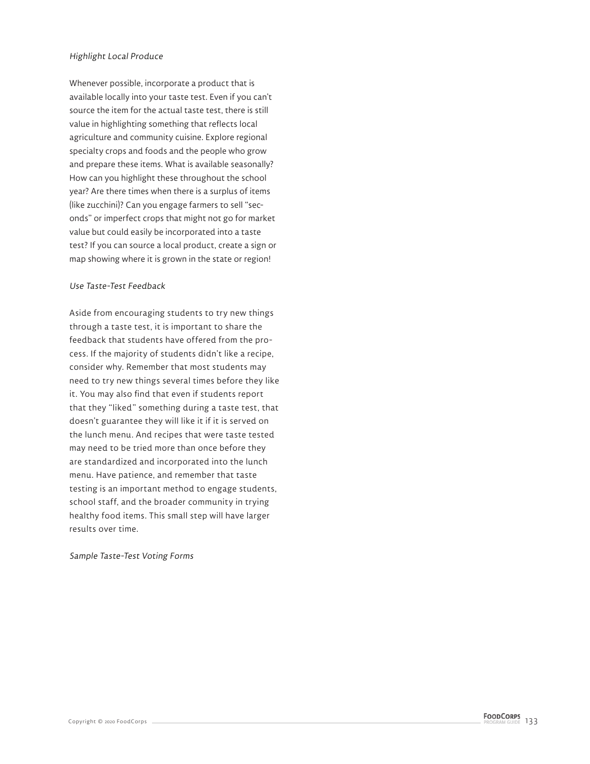*Highlight Local Produce*

Whenever possible, incorporate a product that is available locally into your taste test. Even if you can't source the item for the actual taste test, there is still value in highlighting something that reflects local agriculture and community cuisine. Explore regional specialty crops and foods and the people who grow and prepare these items. What is available seasonally? How can you highlight these throughout the school year? Are there times when there is a surplus of items (like zucchini)? Can you engage farmers to sell "seconds" or imperfect crops that might not go for market value but could easily be incorporated into a taste test? If you can source a local product, create a sign or map showing where it is grown in the state or region!

*Use Taste-Test Feedback*

Aside from encouraging students to try new things through a taste test, it is important to share the feedback that students have offered from the process. If the majority of students didn't like a recipe, consider why. Remember that most students may need to try new things several times before they like it. You may also find that even if students report that they "liked" something during a taste test, that doesn't guarantee they will like it if it is served on the lunch menu. And recipes that were taste tested may need to be tried more than once before they are standardized and incorporated into the lunch menu. Have patience, and remember that taste testing is an important method to engage students, school staff, and the broader community in trying healthy food items. This small step will have larger results over time.

*Sample Taste-Test Voting Forms*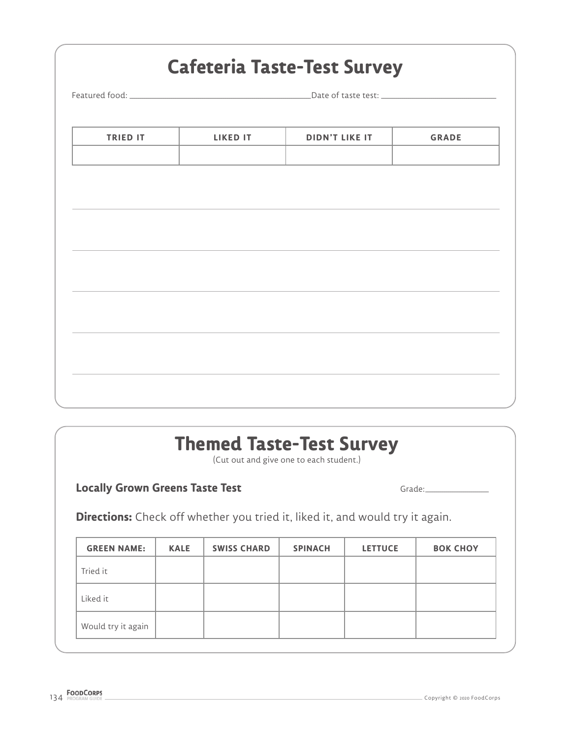## Cafeteria Taste-Test Survey

Featured food: \_\_\_\_\_\_\_\_\_\_\_\_\_\_\_\_\_\_\_\_ Date of taste test: \_\_\_\_\_\_\_\_\_\_\_\_\_\_\_\_\_\_\_\_

| TRIED IT | LIKED IT | DIDN'T LIKE IT | GRADE |
|---|---|---|---|
| | | | |

## Themed Taste-Test Survey

(Cut out and give one to each student.)

**Locally Grown Greens Taste Test**

Grade: \_\_\_\_\_\_\_\_\_\_

**Directions:** Check off whether you tried it, liked it, and would try it again.

| GREEN NAME: | KALE | SWISS CHARD | SPINACH | LETTUCE | BOK CHOY |
|---|---|---|---|---|---|
| Tried it | | | | | |
| Liked it | | | | | |
| Would try it again | | | | | |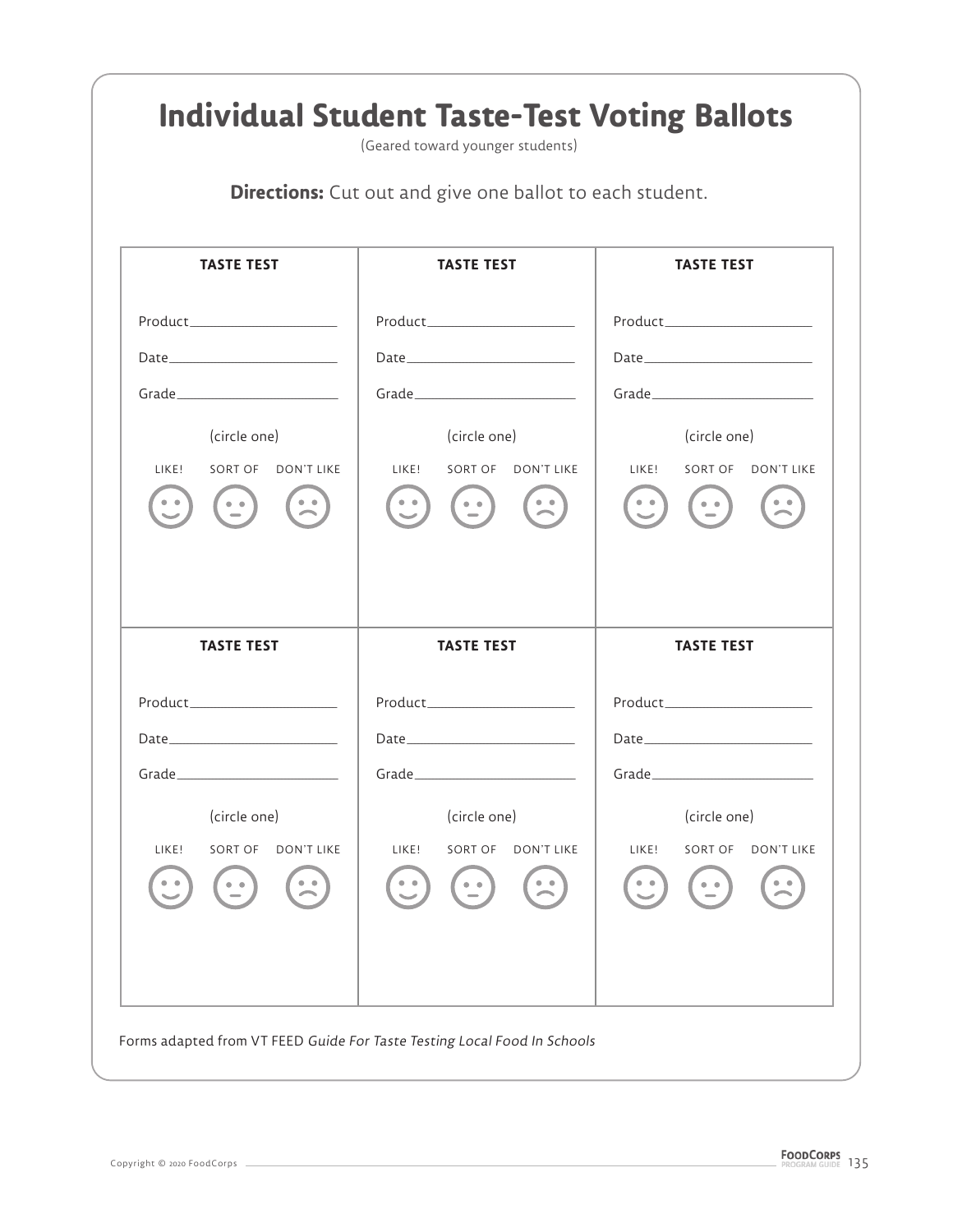# Individual Student Taste-Test Voting Ballots

(Geared toward younger students)

**Directions:** Cut out and give one ballot to each student.

| TASTE TEST | TASTE TEST | TASTE TEST |
|---|---|---|
| Product\_\_\_\_\_\_\_\_\_\_\_\_\_\_\_\_ | Product\_\_\_\_\_\_\_\_\_\_\_\_\_\_\_\_ | Product\_\_\_\_\_\_\_\_\_\_\_\_\_\_\_\_ |
| Date\_\_\_\_\_\_\_\_\_\_\_\_\_\_\_\_ | Date\_\_\_\_\_\_\_\_\_\_\_\_\_\_\_\_ | Date\_\_\_\_\_\_\_\_\_\_\_\_\_\_\_\_ |
| Grade\_\_\_\_\_\_\_\_\_\_\_\_\_\_\_\_ | Grade\_\_\_\_\_\_\_\_\_\_\_\_\_\_\_\_ | Grade\_\_\_\_\_\_\_\_\_\_\_\_\_\_\_\_ |
| (circle one) | (circle one) | (circle one) |
| LIKE! SORT OF DON'T LIKE | LIKE! SORT OF DON'T LIKE | LIKE! SORT OF DON'T LIKE |

| TASTE TEST | TASTE TEST | TASTE TEST |
|---|---|---|
| Product\_\_\_\_\_\_\_\_\_\_\_\_\_\_\_\_ | Product\_\_\_\_\_\_\_\_\_\_\_\_\_\_\_\_ | Product\_\_\_\_\_\_\_\_\_\_\_\_\_\_\_\_ |
| Date\_\_\_\_\_\_\_\_\_\_\_\_\_\_\_\_ | Date\_\_\_\_\_\_\_\_\_\_\_\_\_\_\_\_ | Date\_\_\_\_\_\_\_\_\_\_\_\_\_\_\_\_ |
| Grade\_\_\_\_\_\_\_\_\_\_\_\_\_\_\_\_ | Grade\_\_\_\_\_\_\_\_\_\_\_\_\_\_\_\_ | Grade\_\_\_\_\_\_\_\_\_\_\_\_\_\_\_\_ |
| (circle one) | (circle one) | (circle one) |
| LIKE! SORT OF DON'T LIKE | LIKE! SORT OF DON'T LIKE | LIKE! SORT OF DON'T LIKE |

Forms adapted from VT FEED *Guide For Taste Testing Local Food In Schools*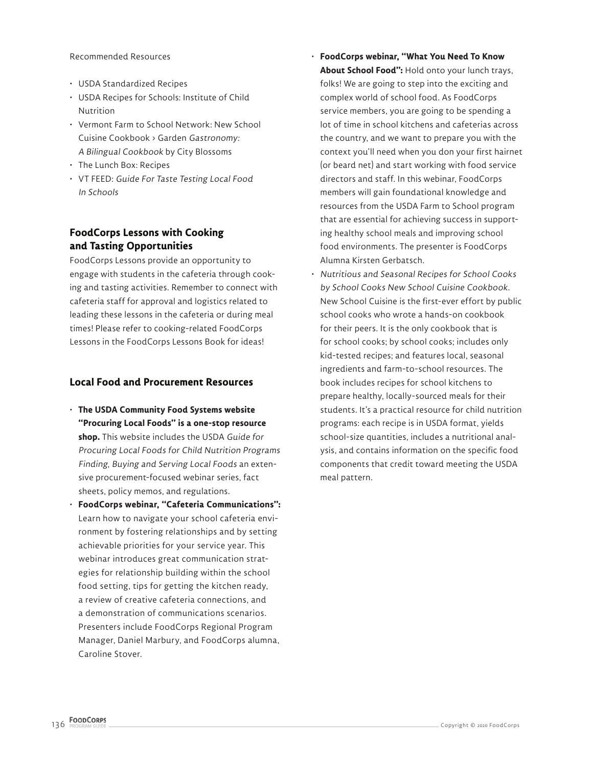Recommended Resources

- USDA Standardized Recipes
- USDA Recipes for Schools: Institute of Child Nutrition
- Vermont Farm to School Network: New School Cuisine Cookbook › Garden *Gastronomy: A Bilingual Cookbook* by City Blossoms
- The Lunch Box: Recipes
- VT FEED: *Guide For Taste Testing Local Food In Schools*

## FoodCorps Lessons with Cooking and Tasting Opportunities

FoodCorps Lessons provide an opportunity to engage with students in the cafeteria through cooking and tasting activities. Remember to connect with cafeteria staff for approval and logistics related to leading these lessons in the cafeteria or during meal times! Please refer to cooking-related FoodCorps Lessons in the FoodCorps Lessons Book for ideas!

## Local Food and Procurement Resources

- **The USDA Community Food Systems website "Procuring Local Foods" is a one-stop resource shop.** This website includes the USDA *Guide for Procuring Local Foods for Child Nutrition Programs Finding, Buying and Serving Local Foods* an extensive procurement-focused webinar series, fact sheets, policy memos, and regulations.
- **FoodCorps webinar, "Cafeteria Communications":** Learn how to navigate your school cafeteria environment by fostering relationships and by setting achievable priorities for your service year. This webinar introduces great communication strategies for relationship building within the school food setting, tips for getting the kitchen ready, a review of creative cafeteria connections, and a demonstration of communications scenarios. Presenters include FoodCorps Regional Program Manager, Daniel Marbury, and FoodCorps alumna, Caroline Stover.
- **FoodCorps webinar, "What You Need To Know About School Food":** Hold onto your lunch trays, folks! We are going to step into the exciting and complex world of school food. As FoodCorps service members, you are going to be spending a lot of time in school kitchens and cafeterias across the country, and we want to prepare you with the context you'll need when you don your first hairnet (or beard net) and start working with food service directors and staff. In this webinar, FoodCorps members will gain foundational knowledge and resources from the USDA Farm to School program that are essential for achieving success in supporting healthy school meals and improving school food environments. The presenter is FoodCorps Alumna Kirsten Gerbatsch.
- *Nutritious and Seasonal Recipes for School Cooks by School Cooks New School Cuisine Cookbook*. New School Cuisine is the first-ever effort by public school cooks who wrote a hands-on cookbook for their peers. It is the only cookbook that is for school cooks; by school cooks; includes only kid-tested recipes; and features local, seasonal ingredients and farm-to-school resources. The book includes recipes for school kitchens to prepare healthy, locally-sourced meals for their students. It's a practical resource for child nutrition programs: each recipe is in USDA format, yields school-size quantities, includes a nutritional analysis, and contains information on the specific food components that credit toward meeting the USDA meal pattern.